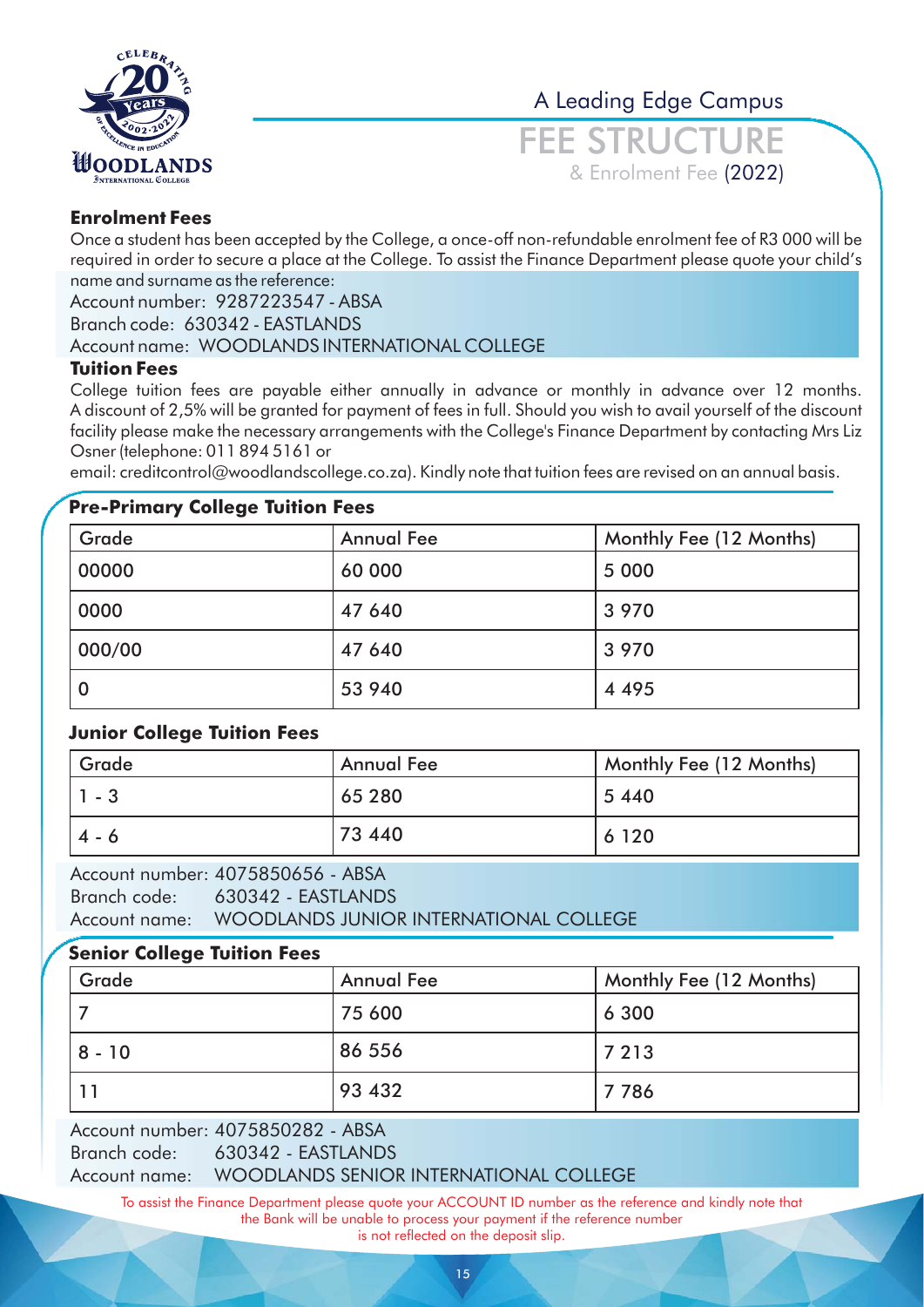# FEE STRUCTURE

A Leading Edge Campus

& Enrolment Fee (2022)

### Enrolment Fees

Once a student has been accepted by the College, a once-off non-refundable enrolment fee of R3 000 will be required in order to secure a place at the College. To assist the Finance Department please quote your child's name and surname as the reference:

Account number: 9287223547 - ABSA
Branch code: 630342 - EASTLANDS
Account name: WOODLANDS INTERNATIONAL COLLEGE

### Tuition Fees

College tuition fees are payable either annually in advance or monthly in advance over 12 months. A discount of 2,5% will be granted for payment of fees in full. Should you wish to avail yourself of the discount facility please make the necessary arrangements with the College's Finance Department by contacting Mrs Liz Osner (telephone: 011 894 5161 or email: creditcontrol@woodlandscollege.co.za). Kindly note that tuition fees are revised on an annual basis.

### Pre-Primary College Tuition Fees

| Grade | Annual Fee | Monthly Fee (12 Months) |
|---|---|---|
| 00000 | 60 000 | 5 000 |
| 0000 | 47 640 | 3 970 |
| 000/00 | 47 640 | 3 970 |
| 0 | 53 940 | 4 495 |

### Junior College Tuition Fees

| Grade | Annual Fee | Monthly Fee (12 Months) |
|---|---|---|
| 1 - 3 | 65 280 | 5 440 |
| 4 - 6 | 73 440 | 6 120 |

Account number: 4075850656 - ABSA
Branch code: 630342 - EASTLANDS
Account name: WOODLANDS JUNIOR INTERNATIONAL COLLEGE

### Senior College Tuition Fees

| Grade | Annual Fee | Monthly Fee (12 Months) |
|---|---|---|
| 7 | 75 600 | 6 300 |
| 8 - 10 | 86 556 | 7 213 |
| 11 | 93 432 | 7 786 |

Account number: 4075850282 - ABSA
Branch code: 630342 - EASTLANDS
Account name: WOODLANDS SENIOR INTERNATIONAL COLLEGE

To assist the Finance Department please quote your ACCOUNT ID number as the reference and kindly note that the Bank will be unable to process your payment if the reference number is not reflected on the deposit slip.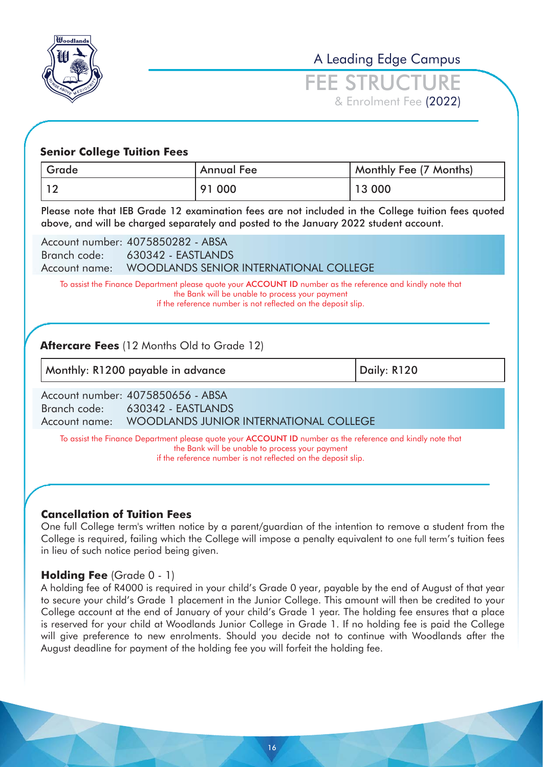A Leading Edge Campus

# FEE STRUCTURE

& Enrolment Fee (2022)

## Senior College Tuition Fees

| Grade | Annual Fee | Monthly Fee (7 Months) |
|---|---|---|
| 12 | 91 000 | 13 000 |

Please note that IEB Grade 12 examination fees are not included in the College tuition fees quoted above, and will be charged separately and posted to the January 2022 student account.

Account number: 4075850282 - ABSA
Branch code: 630342 - EASTLANDS
Account name: WOODLANDS SENIOR INTERNATIONAL COLLEGE

To assist the Finance Department please quote your **ACCOUNT ID** number as the reference and kindly note that the Bank will be unable to process your payment if the reference number is not reflected on the deposit slip.

## Aftercare Fees (12 Months Old to Grade 12)

| | |
|---|---|
| Monthly: R1200 payable in advance | Daily: R120 |

Account number: 4075850656 - ABSA
Branch code: 630342 - EASTLANDS
Account name: WOODLANDS JUNIOR INTERNATIONAL COLLEGE

To assist the Finance Department please quote your **ACCOUNT ID** number as the reference and kindly note that the Bank will be unable to process your payment if the reference number is not reflected on the deposit slip.

## Cancellation of Tuition Fees

One full College term's written notice by a parent/guardian of the intention to remove a student from the College is required, failing which the College will impose a penalty equivalent to one full term's tuition fees in lieu of such notice period being given.

## Holding Fee (Grade 0 - 1)

A holding fee of R4000 is required in your child's Grade 0 year, payable by the end of August of that year to secure your child's Grade 1 placement in the Junior College. This amount will then be credited to your College account at the end of January of your child's Grade 1 year. The holding fee ensures that a place is reserved for your child at Woodlands Junior College in Grade 1. If no holding fee is paid the College will give preference to new enrolments. Should you decide not to continue with Woodlands after the August deadline for payment of the holding fee you will forfeit the holding fee.